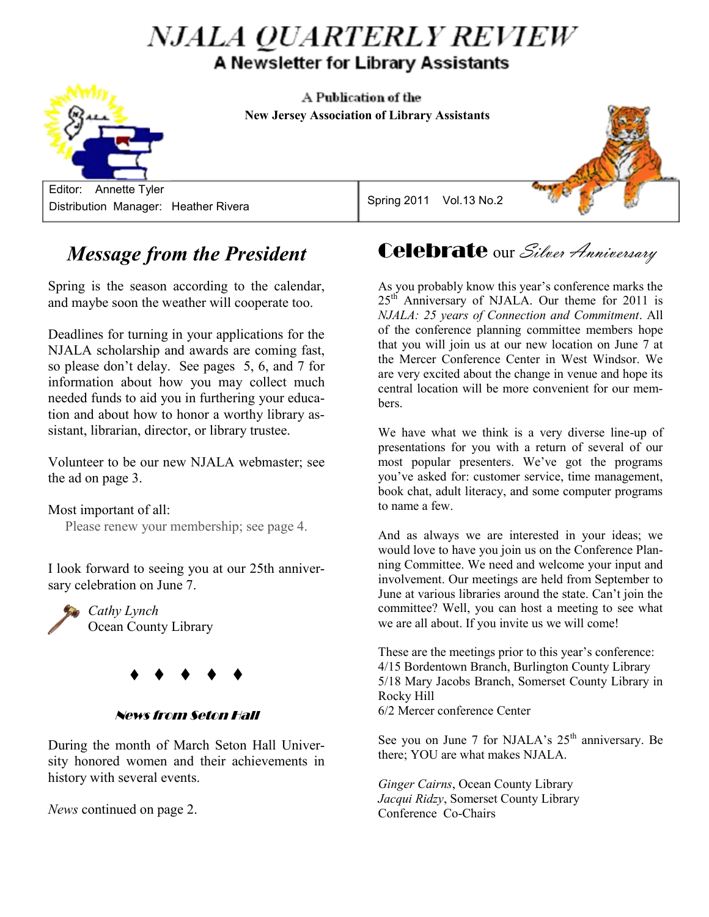# NJALA QUARTERLY REVIEW

## A Newsletter for Library Assistants

A Publication of the
**New Jersey Association of Library Assistants**

Editor: Annette Tyler
Distribution Manager: Heather Rivera

Spring 2011 Vol.13 No.2

## *Message from the President*

Spring is the season according to the calendar, and maybe soon the weather will cooperate too.

Deadlines for turning in your applications for the NJALA scholarship and awards are coming fast, so please don't delay. See pages 5, 6, and 7 for information about how you may collect much needed funds to aid you in furthering your education and about how to honor a worthy library assistant, librarian, director, or library trustee.

Volunteer to be our new NJALA webmaster; see the ad on page 3.

Most important of all:
Please renew your membership; see page 4.

I look forward to seeing you at our 25th anniversary celebration on June 7.

*Cathy Lynch*
Ocean County Library

♦ ♦ ♦ ♦ ♦

### News from Seton Hall

During the month of March Seton Hall University honored women and their achievements in history with several events.

*News* continued on page 2.

## Celebrate our *Silver Anniversary*

As you probably know this year's conference marks the 25th Anniversary of NJALA. Our theme for 2011 is *NJALA: 25 years of Connection and Commitment*. All of the conference planning committee members hope that you will join us at our new location on June 7 at the Mercer Conference Center in West Windsor. We are very excited about the change in venue and hope its central location will be more convenient for our members.

We have what we think is a very diverse line-up of presentations for you with a return of several of our most popular presenters. We've got the programs you've asked for: customer service, time management, book chat, adult literacy, and some computer programs to name a few.

And as always we are interested in your ideas; we would love to have you join us on the Conference Planning Committee. We need and welcome your input and involvement. Our meetings are held from September to June at various libraries around the state. Can't join the committee? Well, you can host a meeting to see what we are all about. If you invite us we will come!

These are the meetings prior to this year's conference:
4/15 Bordentown Branch, Burlington County Library
5/18 Mary Jacobs Branch, Somerset County Library in Rocky Hill
6/2 Mercer conference Center

See you on June 7 for NJALA's 25th anniversary. Be there; YOU are what makes NJALA.

*Ginger Cairns*, Ocean County Library
*Jacqui Ridzy*, Somerset County Library
Conference Co-Chairs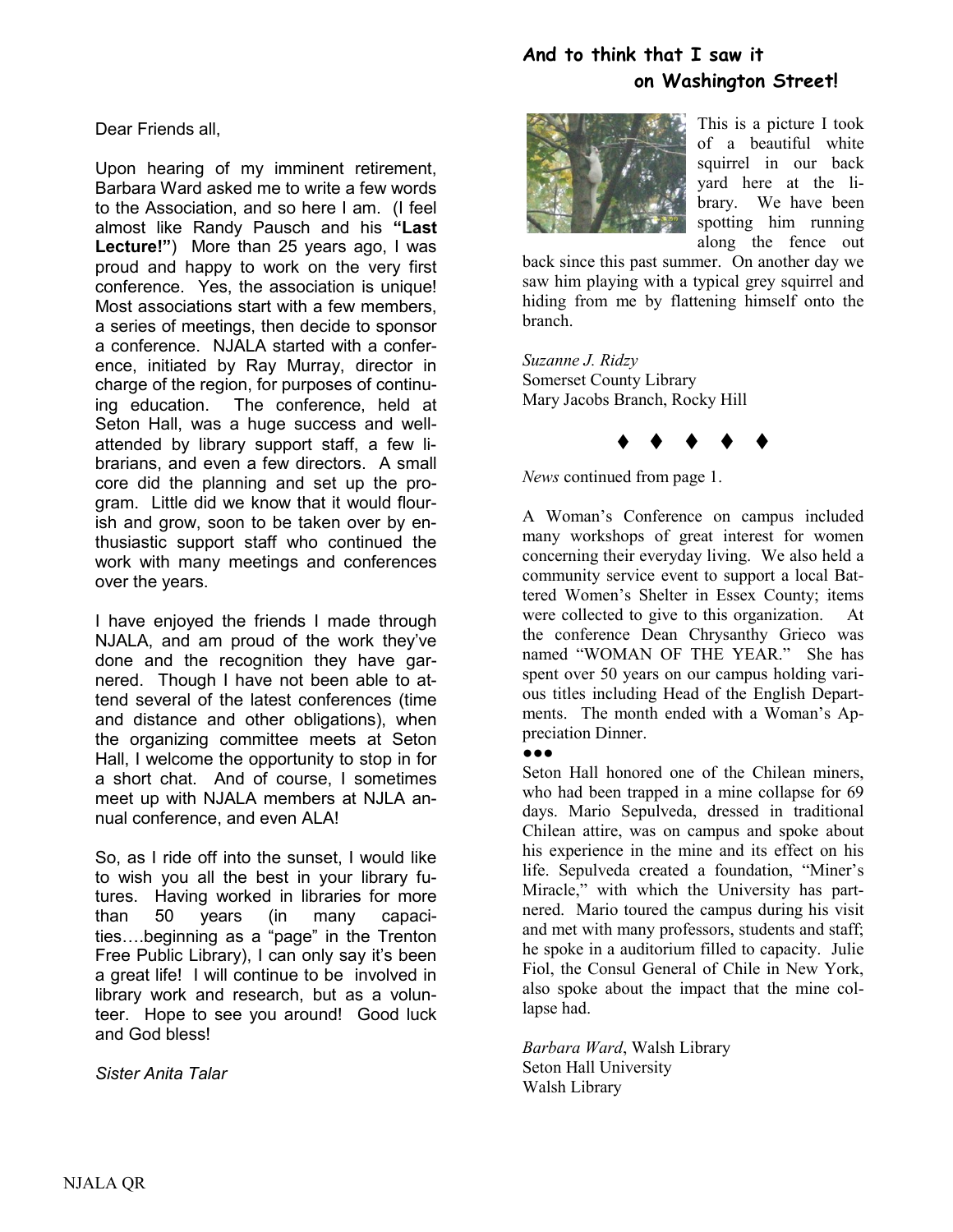Dear Friends all,

Upon hearing of my imminent retirement, Barbara Ward asked me to write a few words to the Association, and so here I am. (I feel almost like Randy Pausch and his **"Last Lecture!"**) More than 25 years ago, I was proud and happy to work on the very first conference. Yes, the association is unique! Most associations start with a few members, a series of meetings, then decide to sponsor a conference. NJALA started with a conference, initiated by Ray Murray, director in charge of the region, for purposes of continuing education. The conference, held at Seton Hall, was a huge success and well-attended by library support staff, a few librarians, and even a few directors. A small core did the planning and set up the program. Little did we know that it would flourish and grow, soon to be taken over by enthusiastic support staff who continued the work with many meetings and conferences over the years.

I have enjoyed the friends I made through NJALA, and am proud of the work they've done and the recognition they have garnered. Though I have not been able to attend several of the latest conferences (time and distance and other obligations), when the organizing committee meets at Seton Hall, I welcome the opportunity to stop in for a short chat. And of course, I sometimes meet up with NJALA members at NJLA annual conference, and even ALA!

So, as I ride off into the sunset, I would like to wish you all the best in your library futures. Having worked in libraries for more than 50 years (in many capacities….beginning as a "page" in the Trenton Free Public Library), I can only say it's been a great life! I will continue to be involved in library work and research, but as a volunteer. Hope to see you around! Good luck and God bless!

*Sister Anita Talar*

## And to think that I saw it on Washington Street!

This is a picture I took of a beautiful white squirrel in our back yard here at the library. We have been spotting him running along the fence out back since this past summer. On another day we saw him playing with a typical grey squirrel and hiding from me by flattening himself onto the branch.

*Suzanne J. Ridzy*
Somerset County Library
Mary Jacobs Branch, Rocky Hill

♦ ♦ ♦ ♦ ♦

*News* continued from page 1.

A Woman's Conference on campus included many workshops of great interest for women concerning their everyday living. We also held a community service event to support a local Battered Women's Shelter in Essex County; items were collected to give to this organization. At the conference Dean Chrysanthy Grieco was named "WOMAN OF THE YEAR." She has spent over 50 years on our campus holding various titles including Head of the English Departments. The month ended with a Woman's Appreciation Dinner.

●●●

Seton Hall honored one of the Chilean miners, who had been trapped in a mine collapse for 69 days. Mario Sepulveda, dressed in traditional Chilean attire, was on campus and spoke about his experience in the mine and its effect on his life. Sepulveda created a foundation, "Miner's Miracle," with which the University has partnered. Mario toured the campus during his visit and met with many professors, students and staff; he spoke in a auditorium filled to capacity. Julie Fiol, the Consul General of Chile in New York, also spoke about the impact that the mine collapse had.

*Barbara Ward*, Walsh Library
Seton Hall University
Walsh Library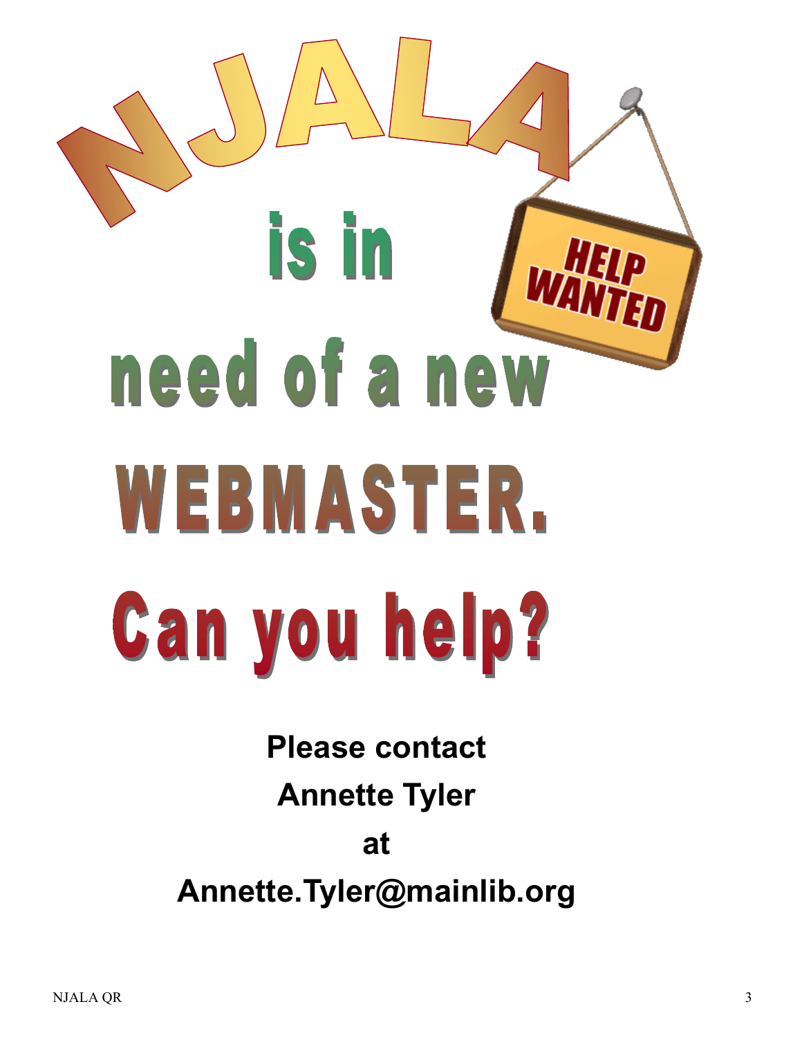# NJALA

# is in need of a new WEBMASTER.

# Can you help?

HELP WANTED

**Please contact**

**Annette Tyler**

**at**

**Annette.Tyler@mainlib.org**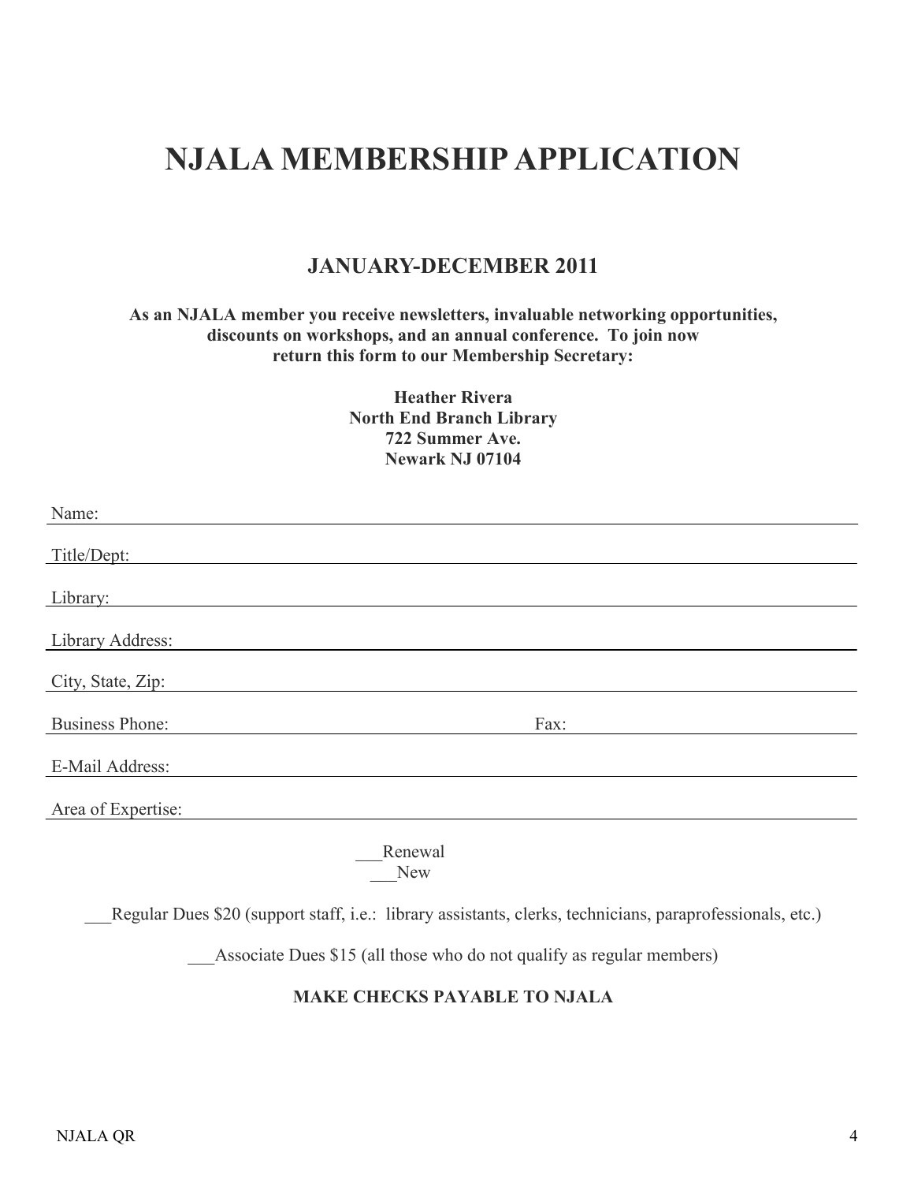# NJALA MEMBERSHIP APPLICATION

## JANUARY-DECEMBER 2011

**As an NJALA member you receive newsletters, invaluable networking opportunities, discounts on workshops, and an annual conference. To join now return this form to our Membership Secretary:**

**Heather Rivera**
**North End Branch Library**
**722 Summer Ave.**
**Newark NJ 07104**

Name: ______________________________________________

Title/Dept: ______________________________________________

Library: ______________________________________________

Library Address: ______________________________________________

City, State, Zip: ______________________________________________

Business Phone: ______________________ Fax: ______________________

E-Mail Address: ______________________________________________

Area of Expertise: ______________________________________________

___Renewal
___New

___Regular Dues $20 (support staff, i.e.: library assistants, clerks, technicians, paraprofessionals, etc.)

___Associate Dues $15 (all those who do not qualify as regular members)

**MAKE CHECKS PAYABLE TO NJALA**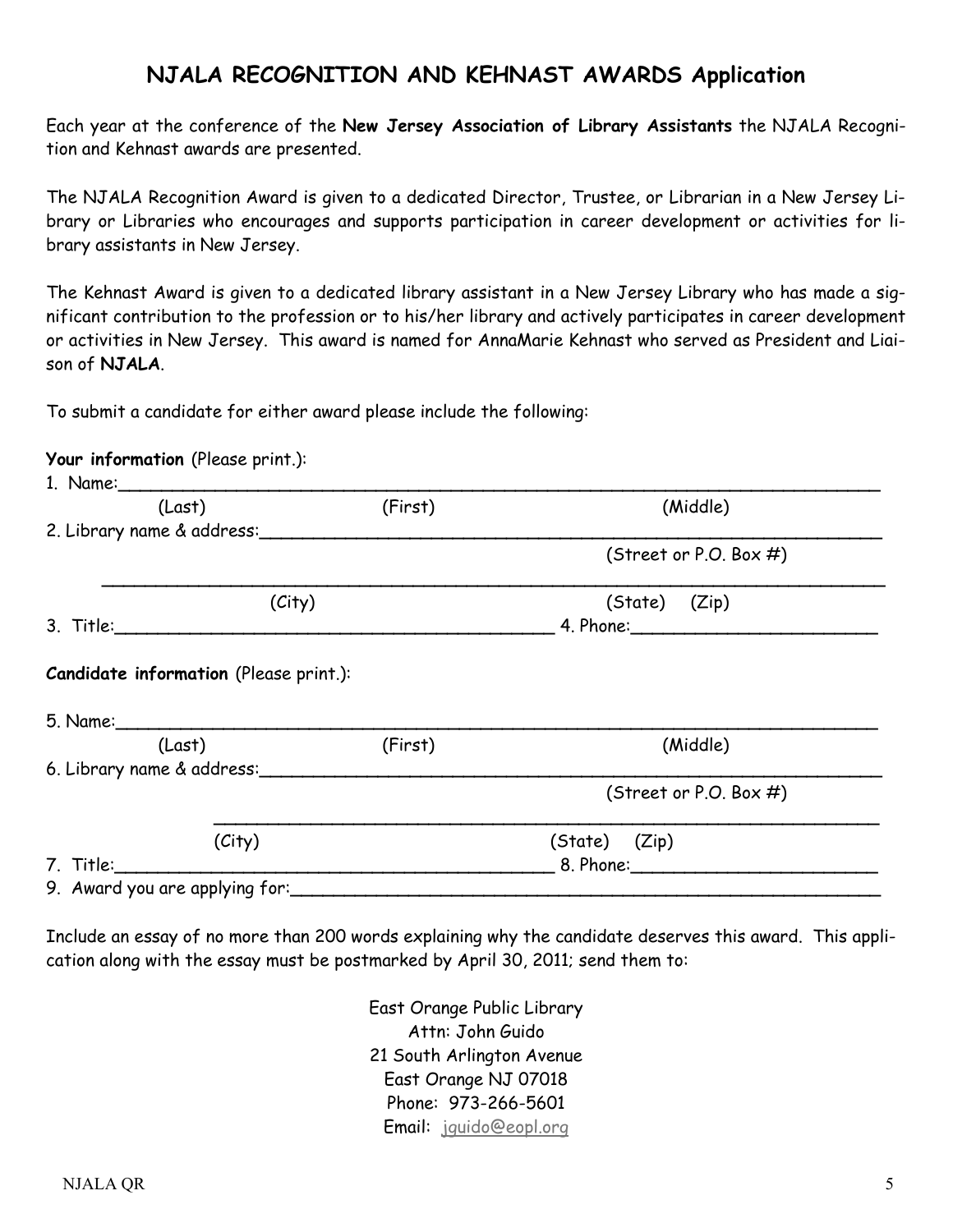# NJALA RECOGNITION AND KEHNAST AWARDS Application

Each year at the conference of the **New Jersey Association of Library Assistants** the NJALA Recognition and Kehnast awards are presented.

The NJALA Recognition Award is given to a dedicated Director, Trustee, or Librarian in a New Jersey Library or Libraries who encourages and supports participation in career development or activities for library assistants in New Jersey.

The Kehnast Award is given to a dedicated library assistant in a New Jersey Library who has made a significant contribution to the profession or to his/her library and actively participates in career development or activities in New Jersey. This award is named for AnnaMarie Kehnast who served as President and Liaison of **NJALA**.

To submit a candidate for either award please include the following:

**Your information** (Please print.):

1. Name:______________________________________________________________________
(Last) (First) (Middle)
2. Library name & address:______________________________________________________
(Street or P.O. Box #)
________________________________________________________________________
(City) (State) (Zip)
3. Title:_______________________________________ 4. Phone:______________________

**Candidate information** (Please print.):

5. Name:______________________________________________________________________
(Last) (First) (Middle)
6. Library name & address:______________________________________________________
(Street or P.O. Box #)
________________________________________________________________________
(City) (State) (Zip)
7. Title:_______________________________________ 8. Phone:______________________
9. Award you are applying for:____________________________________________________

Include an essay of no more than 200 words explaining why the candidate deserves this award. This application along with the essay must be postmarked by April 30, 2011; send them to:

East Orange Public Library
Attn: John Guido
21 South Arlington Avenue
East Orange NJ 07018
Phone: 973-266-5601
Email: jguido@eopl.org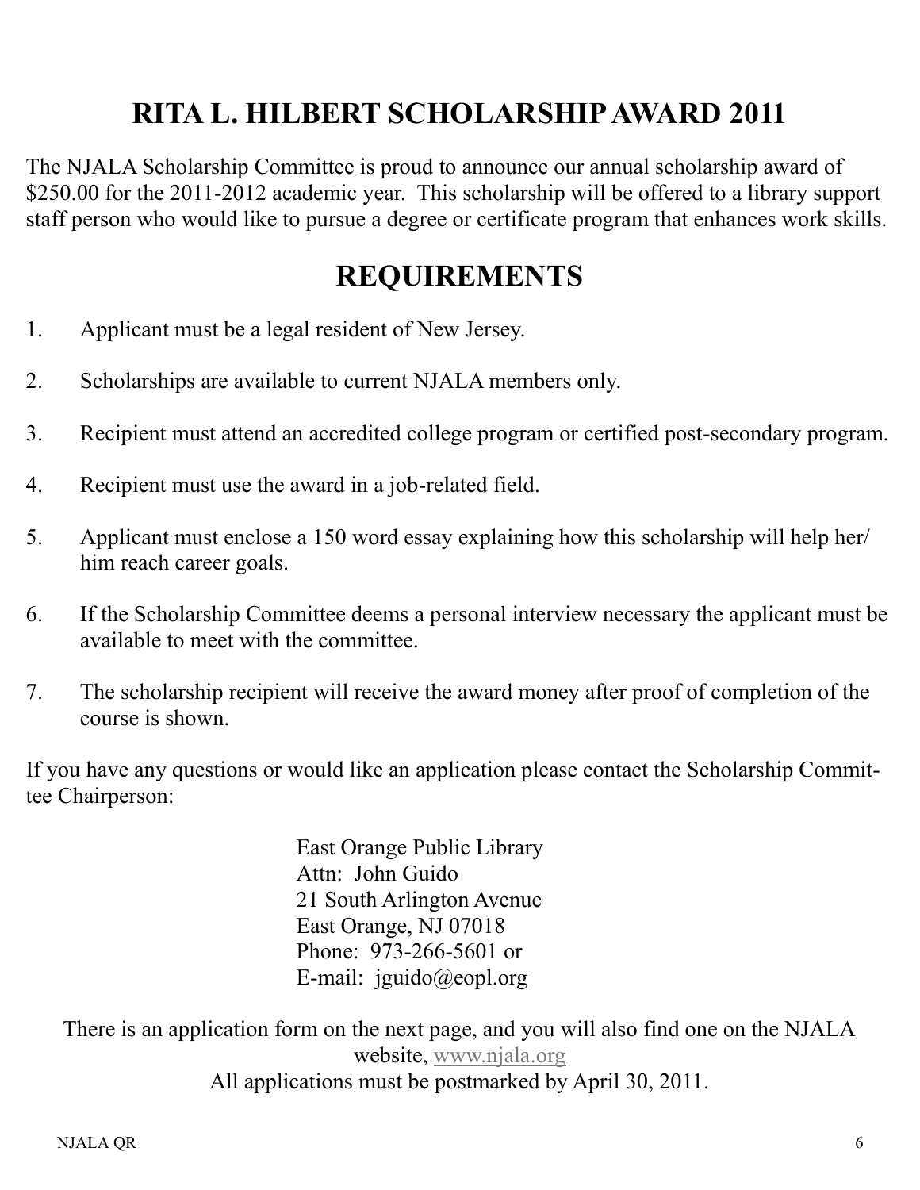# RITA L. HILBERT SCHOLARSHIP AWARD 2011

The NJALA Scholarship Committee is proud to announce our annual scholarship award of $250.00 for the 2011-2012 academic year. This scholarship will be offered to a library support staff person who would like to pursue a degree or certificate program that enhances work skills.

# REQUIREMENTS

1. Applicant must be a legal resident of New Jersey.
2. Scholarships are available to current NJALA members only.
3. Recipient must attend an accredited college program or certified post-secondary program.
4. Recipient must use the award in a job-related field.
5. Applicant must enclose a 150 word essay explaining how this scholarship will help her/him reach career goals.
6. If the Scholarship Committee deems a personal interview necessary the applicant must be available to meet with the committee.
7. The scholarship recipient will receive the award money after proof of completion of the course is shown.

If you have any questions or would like an application please contact the Scholarship Committee Chairperson:

East Orange Public Library
Attn: John Guido
21 South Arlington Avenue
East Orange, NJ 07018
Phone: 973-266-5601 or
E-mail: jguido@eopl.org

There is an application form on the next page, and you will also find one on the NJALA website, www.njala.org

All applications must be postmarked by April 30, 2011.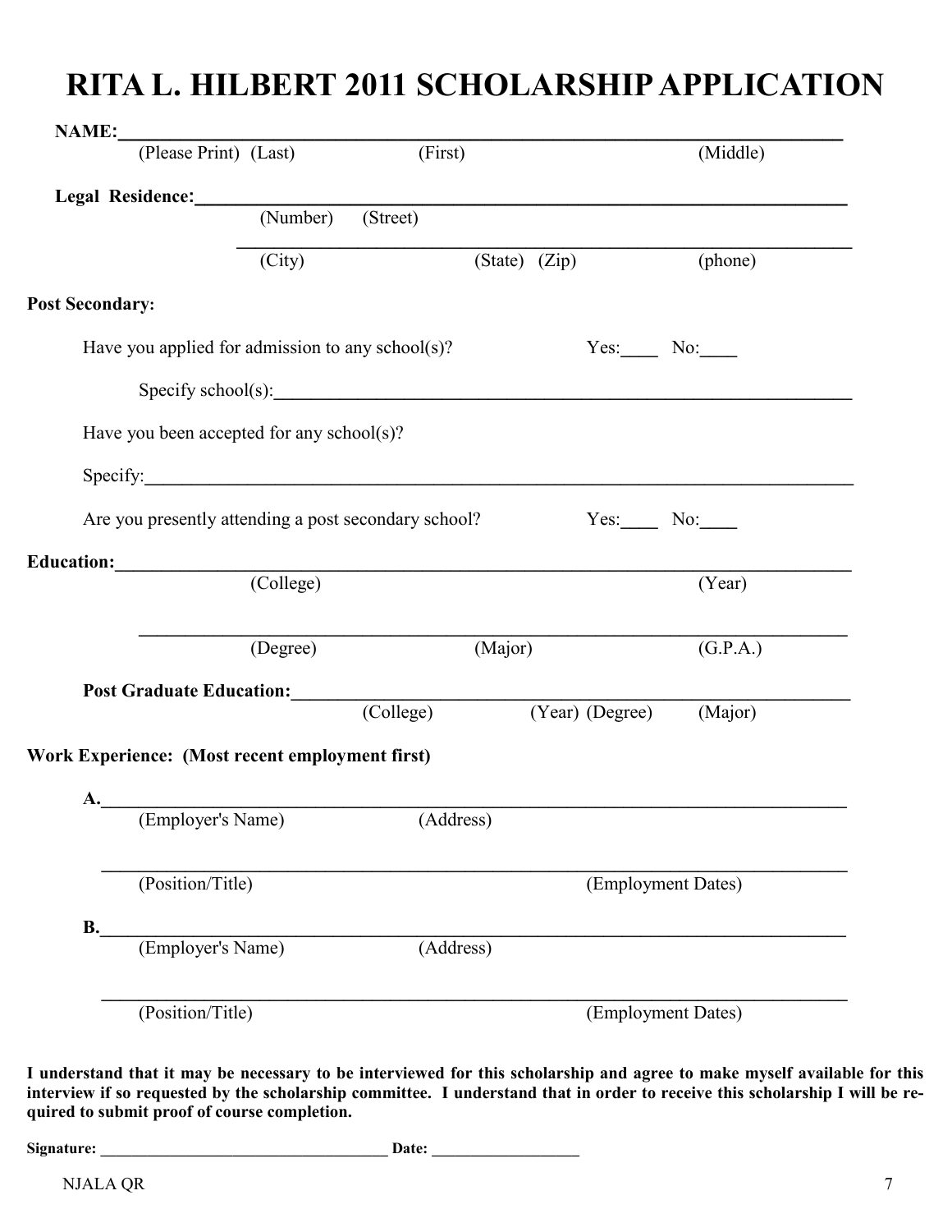# RITA L. HILBERT 2011 SCHOLARSHIP APPLICATION

**NAME:**\_\_\_\_\_\_\_\_\_\_\_\_\_\_\_\_\_\_\_\_\_\_\_\_\_\_\_\_\_\_\_\_\_\_\_\_\_\_\_\_\_\_\_\_\_\_\_\_\_\_\_\_\_\_\_\_\_\_\_\_\_\_\_\_

(Please Print) (Last) (First) (Middle)

**Legal Residence:**\_\_\_\_\_\_\_\_\_\_\_\_\_\_\_\_\_\_\_\_\_\_\_\_\_\_\_\_\_\_\_\_\_\_\_\_\_\_\_\_\_\_\_\_\_\_\_\_\_\_\_\_\_\_\_\_

(Number) (Street)

\_\_\_\_\_\_\_\_\_\_\_\_\_\_\_\_\_\_\_\_\_\_\_\_\_\_\_\_\_\_\_\_\_\_\_\_\_\_\_\_\_\_\_\_\_\_\_\_\_\_\_\_\_\_\_\_\_\_\_\_\_\_\_\_

(City) (State) (Zip) (phone)

**Post Secondary:**

Have you applied for admission to any school(s)? Yes:\_\_\_\_ No:\_\_\_\_

Specify school(s):\_\_\_\_\_\_\_\_\_\_\_\_\_\_\_\_\_\_\_\_\_\_\_\_\_\_\_\_\_\_\_\_\_\_\_\_\_\_\_\_\_\_\_\_\_\_\_\_\_\_\_\_\_\_

Have you been accepted for any school(s)?

Specify:\_\_\_\_\_\_\_\_\_\_\_\_\_\_\_\_\_\_\_\_\_\_\_\_\_\_\_\_\_\_\_\_\_\_\_\_\_\_\_\_\_\_\_\_\_\_\_\_\_\_\_\_\_\_\_\_\_\_\_\_\_\_\_\_

Are you presently attending a post secondary school? Yes:\_\_\_\_ No:\_\_\_\_

**Education:**\_\_\_\_\_\_\_\_\_\_\_\_\_\_\_\_\_\_\_\_\_\_\_\_\_\_\_\_\_\_\_\_\_\_\_\_\_\_\_\_\_\_\_\_\_\_\_\_\_\_\_\_\_\_\_\_\_\_\_\_\_\_

(College) (Year)

\_\_\_\_\_\_\_\_\_\_\_\_\_\_\_\_\_\_\_\_\_\_\_\_\_\_\_\_\_\_\_\_\_\_\_\_\_\_\_\_\_\_\_\_\_\_\_\_\_\_\_\_\_\_\_\_\_\_\_\_\_\_\_\_

(Degree) (Major) (G.P.A.)

**Post Graduate Education:**\_\_\_\_\_\_\_\_\_\_\_\_\_\_\_\_\_\_\_\_\_\_\_\_\_\_\_\_\_\_\_\_\_\_\_\_\_\_\_\_\_\_\_\_\_\_\_\_

(College) (Year) (Degree) (Major)

**Work Experience: (Most recent employment first)**

**A.**\_\_\_\_\_\_\_\_\_\_\_\_\_\_\_\_\_\_\_\_\_\_\_\_\_\_\_\_\_\_\_\_\_\_\_\_\_\_\_\_\_\_\_\_\_\_\_\_\_\_\_\_\_\_\_\_\_\_\_\_\_\_\_\_

(Employer's Name) (Address)

\_\_\_\_\_\_\_\_\_\_\_\_\_\_\_\_\_\_\_\_\_\_\_\_\_\_\_\_\_\_\_\_\_\_\_\_\_\_\_\_\_\_\_\_\_\_\_\_\_\_\_\_\_\_\_\_\_\_\_\_\_\_\_\_

(Position/Title) (Employment Dates)

**B.**\_\_\_\_\_\_\_\_\_\_\_\_\_\_\_\_\_\_\_\_\_\_\_\_\_\_\_\_\_\_\_\_\_\_\_\_\_\_\_\_\_\_\_\_\_\_\_\_\_\_\_\_\_\_\_\_\_\_\_\_\_\_\_\_

(Employer's Name) (Address)

\_\_\_\_\_\_\_\_\_\_\_\_\_\_\_\_\_\_\_\_\_\_\_\_\_\_\_\_\_\_\_\_\_\_\_\_\_\_\_\_\_\_\_\_\_\_\_\_\_\_\_\_\_\_\_\_\_\_\_\_\_\_\_\_

(Position/Title) (Employment Dates)

**I understand that it may be necessary to be interviewed for this scholarship and agree to make myself available for this interview if so requested by the scholarship committee. I understand that in order to receive this scholarship I will be required to submit proof of course completion.**

**Signature:** \_\_\_\_\_\_\_\_\_\_\_\_\_\_\_\_\_\_\_\_\_\_\_\_\_\_\_\_\_\_\_\_\_\_ **Date:** \_\_\_\_\_\_\_\_\_\_\_\_\_\_\_\_\_\_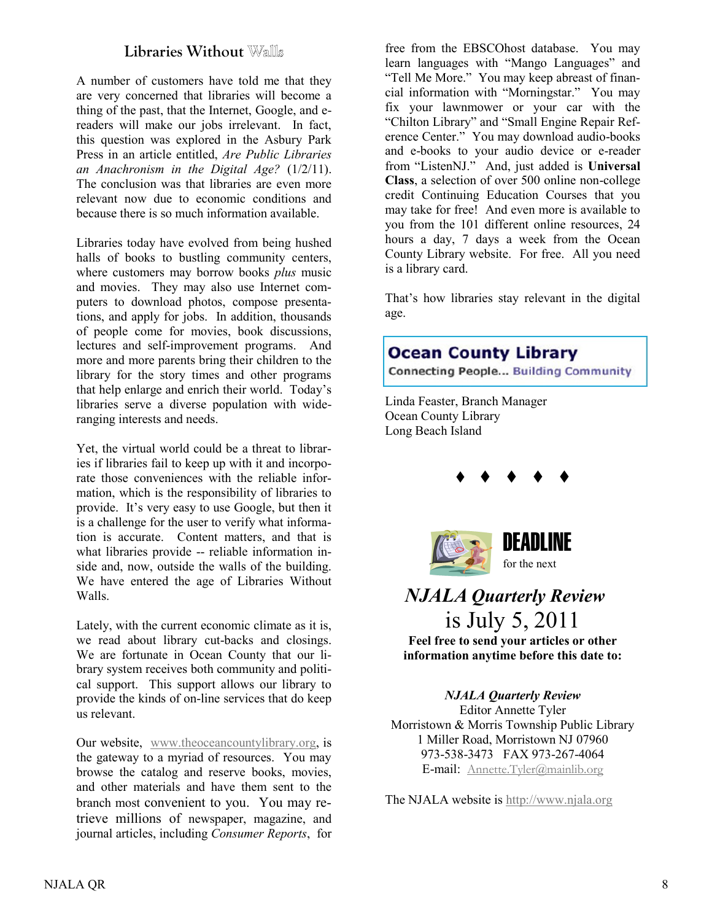## Libraries Without Walls

A number of customers have told me that they are very concerned that libraries will become a thing of the past, that the Internet, Google, and e-readers will make our jobs irrelevant. In fact, this question was explored in the Asbury Park Press in an article entitled, *Are Public Libraries an Anachronism in the Digital Age?* (1/2/11). The conclusion was that libraries are even more relevant now due to economic conditions and because there is so much information available.

Libraries today have evolved from being hushed halls of books to bustling community centers, where customers may borrow books *plus* music and movies. They may also use Internet computers to download photos, compose presentations, and apply for jobs. In addition, thousands of people come for movies, book discussions, lectures and self-improvement programs. And more and more parents bring their children to the library for the story times and other programs that help enlarge and enrich their world. Today's libraries serve a diverse population with wide-ranging interests and needs.

Yet, the virtual world could be a threat to libraries if libraries fail to keep up with it and incorporate those conveniences with the reliable information, which is the responsibility of libraries to provide. It's very easy to use Google, but then it is a challenge for the user to verify what information is accurate. Content matters, and that is what libraries provide -- reliable information inside and, now, outside the walls of the building. We have entered the age of Libraries Without Walls.

Lately, with the current economic climate as it is, we read about library cut-backs and closings. We are fortunate in Ocean County that our library system receives both community and political support. This support allows our library to provide the kinds of on-line services that do keep us relevant.

Our website, www.theoceancountylibrary.org, is the gateway to a myriad of resources. You may browse the catalog and reserve books, movies, and other materials and have them sent to the branch most convenient to you. You may retrieve millions of newspaper, magazine, and journal articles, including *Consumer Reports*, for free from the EBSCOhost database. You may learn languages with "Mango Languages" and "Tell Me More." You may keep abreast of financial information with "Morningstar." You may fix your lawnmower or your car with the "Chilton Library" and "Small Engine Repair Reference Center." You may download audio-books and e-books to your audio device or e-reader from "ListenNJ." And, just added is **Universal Class**, a selection of over 500 online non-college credit Continuing Education Courses that you may take for free! And even more is available to you from the 101 different online resources, 24 hours a day, 7 days a week from the Ocean County Library website. For free. All you need is a library card.

That's how libraries stay relevant in the digital age.

**Ocean County Library**
Connecting People... Building Community

Linda Feaster, Branch Manager
Ocean County Library
Long Beach Island

♦ ♦ ♦ ♦ ♦

**DEADLINE**
for the next

***NJALA Quarterly Review***
is July 5, 2011

**Feel free to send your articles or other information anytime before this date to:**

***NJALA Quarterly Review***
Editor Annette Tyler
Morristown & Morris Township Public Library
1 Miller Road, Morristown NJ 07960
973-538-3473 FAX 973-267-4064
E-mail: Annette.Tyler@mainlib.org

The NJALA website is http://www.njala.org